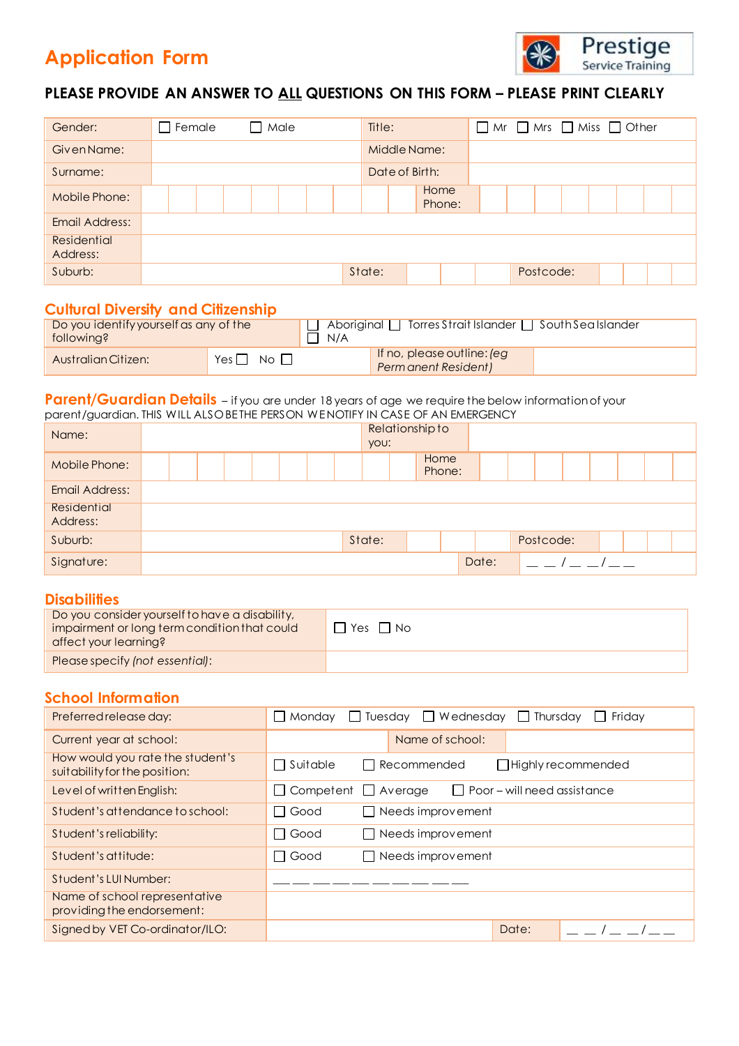# Application Form

Prestige Service Training

**PLEASE PROVIDE AN ANSWER TO ALL QUESTIONS ON THIS FORM – PLEASE PRINT CLEARLY**

| Gender: | ☐ Female ☐ Male | Title: | ☐ Mr ☐ Mrs ☐ Miss ☐ Other |
|---|---|---|---|
| Given Name: | | Middle Name: | |
| Surname: | | Date of Birth: | |
| Mobile Phone: | | Home Phone: | |
| Email Address: | | | |
| Residential Address: | | | |
| Suburb: | | State: | Postcode: |

## Cultural Diversity and Citizenship

| Do you identify yourself as any of the following? | ☐ Aboriginal ☐ Torres Strait Islander ☐ South Sea Islander ☐ N/A | | |
|---|---|---|---|
| Australian Citizen: | Yes ☐ No ☐ | If no, please outline: *(eg Permanent Resident)* | |

## Parent/Guardian Details

– if you are under 18 years of age we require the below information of your parent/guardian. THIS WILL ALSO BE THE PERSON WE NOTIFY IN CASE OF AN EMERGENCY

| Name: | | Relationship to you: | |
|---|---|---|---|
| Mobile Phone: | | Home Phone: | |
| Email Address: | | | |
| Residential Address: | | | |
| Suburb: | | State: | Postcode: |
| Signature: | | Date: | \_ \_ / \_ \_ / \_ \_ |

## Disabilities

| Do you consider yourself to have a disability, impairment or long term condition that could affect your learning? | ☐ Yes ☐ No |
|---|---|
| Please specify *(not essential)*: | |

## School Information

| Preferred release day: | ☐ Monday ☐ Tuesday ☐ Wednesday ☐ Thursday ☐ Friday | | |
|---|---|---|---|
| Current year at school: | | Name of school: | |
| How would you rate the student's suitability for the position: | ☐ Suitable ☐ Recommended ☐ Highly recommended | | |
| Level of written English: | ☐ Competent ☐ Average ☐ Poor – will need assistance | | |
| Student's attendance to school: | ☐ Good ☐ Needs improvement | | |
| Student's reliability: | ☐ Good ☐ Needs improvement | | |
| Student's attitude: | ☐ Good ☐ Needs improvement | | |
| Student's LUI Number: | \_ \_ \_ \_ \_ \_ \_ \_ \_ \_ | | |
| Name of school representative providing the endorsement: | | | |
| Signed by VET Co-ordinator/ILO: | | Date: | \_ \_ / \_ \_ / \_ \_ |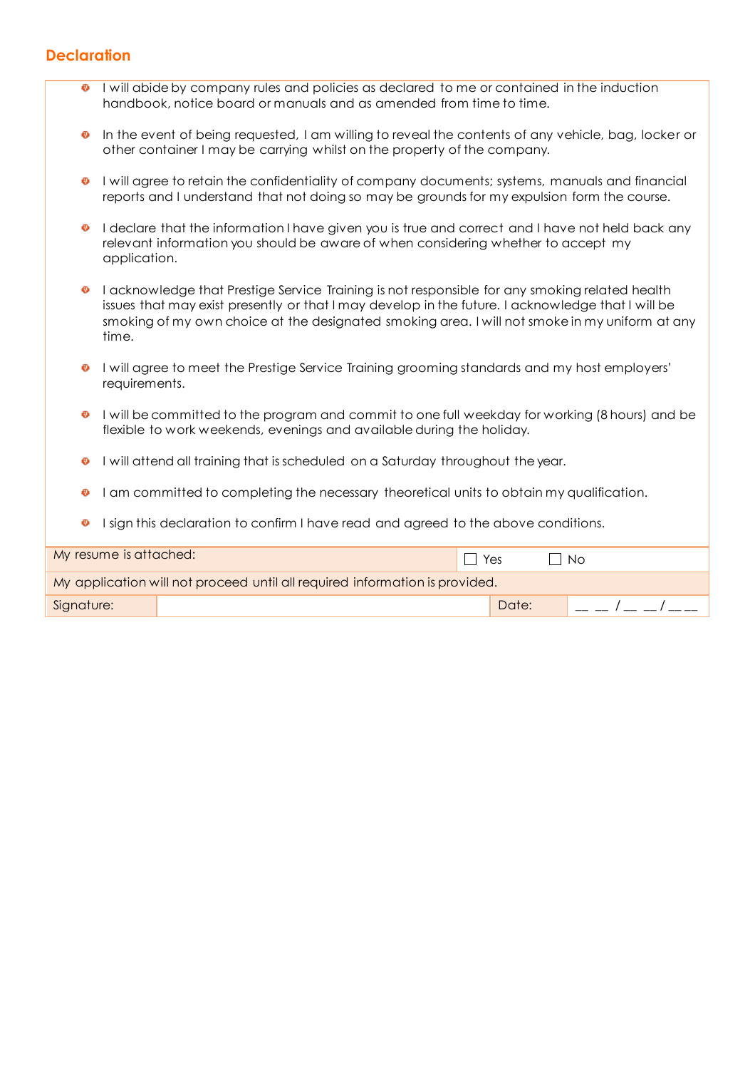## Declaration

- I will abide by company rules and policies as declared to me or contained in the induction handbook, notice board or manuals and as amended from time to time.
- In the event of being requested, I am willing to reveal the contents of any vehicle, bag, locker or other container I may be carrying whilst on the property of the company.
- I will agree to retain the confidentiality of company documents; systems, manuals and financial reports and I understand that not doing so may be grounds for my expulsion form the course.
- I declare that the information I have given you is true and correct and I have not held back any relevant information you should be aware of when considering whether to accept my application.
- I acknowledge that Prestige Service Training is not responsible for any smoking related health issues that may exist presently or that I may develop in the future. I acknowledge that I will be smoking of my own choice at the designated smoking area. I will not smoke in my uniform at any time.
- I will agree to meet the Prestige Service Training grooming standards and my host employers' requirements.
- I will be committed to the program and commit to one full weekday for working (8 hours) and be flexible to work weekends, evenings and available during the holiday.
- I will attend all training that is scheduled on a Saturday throughout the year.
- I am committed to completing the necessary theoretical units to obtain my qualification.
- I sign this declaration to confirm I have read and agreed to the above conditions.

| | | | |
|---|---|---|---|
| My resume is attached: | | ☐ Yes ☐ No | |
| My application will not proceed until all required information is provided. | | | |
| Signature: | | Date: | __ __ / __ __ / __ __ |